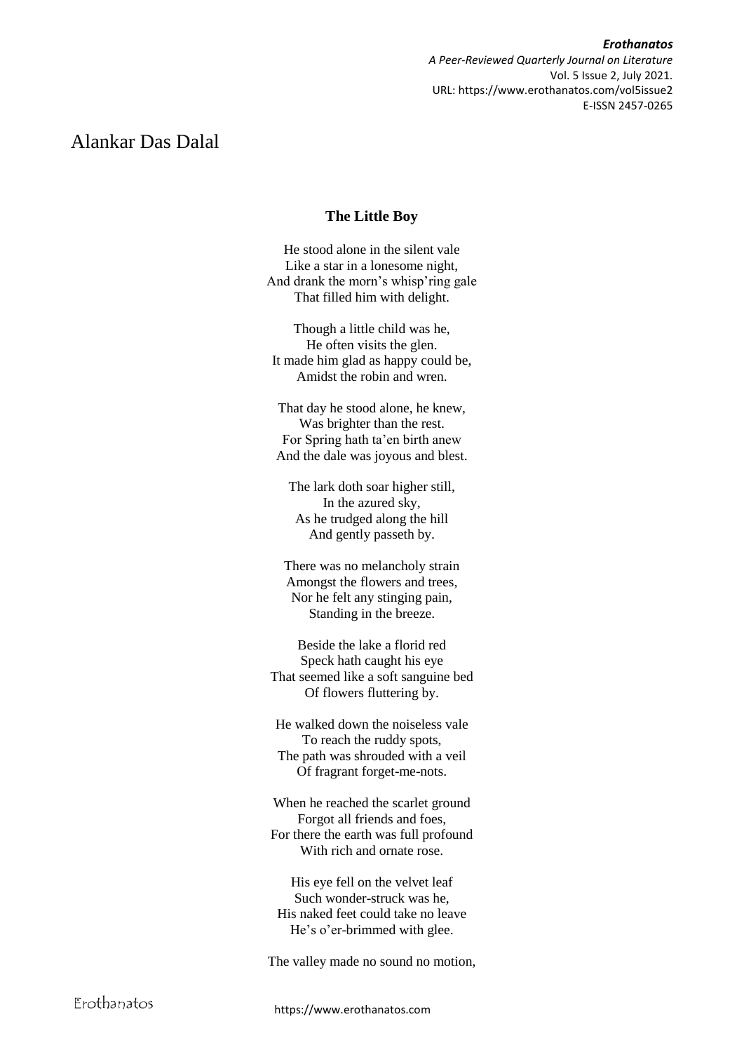# Alankar Das Dalal

## The Little Boy

He stood alone in the silent vale
Like a star in a lonesome night,
And drank the morn's whisp'ring gale
That filled him with delight.

Though a little child was he,
He often visits the glen.
It made him glad as happy could be,
Amidst the robin and wren.

That day he stood alone, he knew,
Was brighter than the rest.
For Spring hath ta'en birth anew
And the dale was joyous and blest.

The lark doth soar higher still,
In the azured sky,
As he trudged along the hill
And gently passeth by.

There was no melancholy strain
Amongst the flowers and trees,
Nor he felt any stinging pain,
Standing in the breeze.

Beside the lake a florid red
Speck hath caught his eye
That seemed like a soft sanguine bed
Of flowers fluttering by.

He walked down the noiseless vale
To reach the ruddy spots,
The path was shrouded with a veil
Of fragrant forget-me-nots.

When he reached the scarlet ground
Forgot all friends and foes,
For there the earth was full profound
With rich and ornate rose.

His eye fell on the velvet leaf
Such wonder-struck was he,
His naked feet could take no leave
He's o'er-brimmed with glee.

The valley made no sound no motion,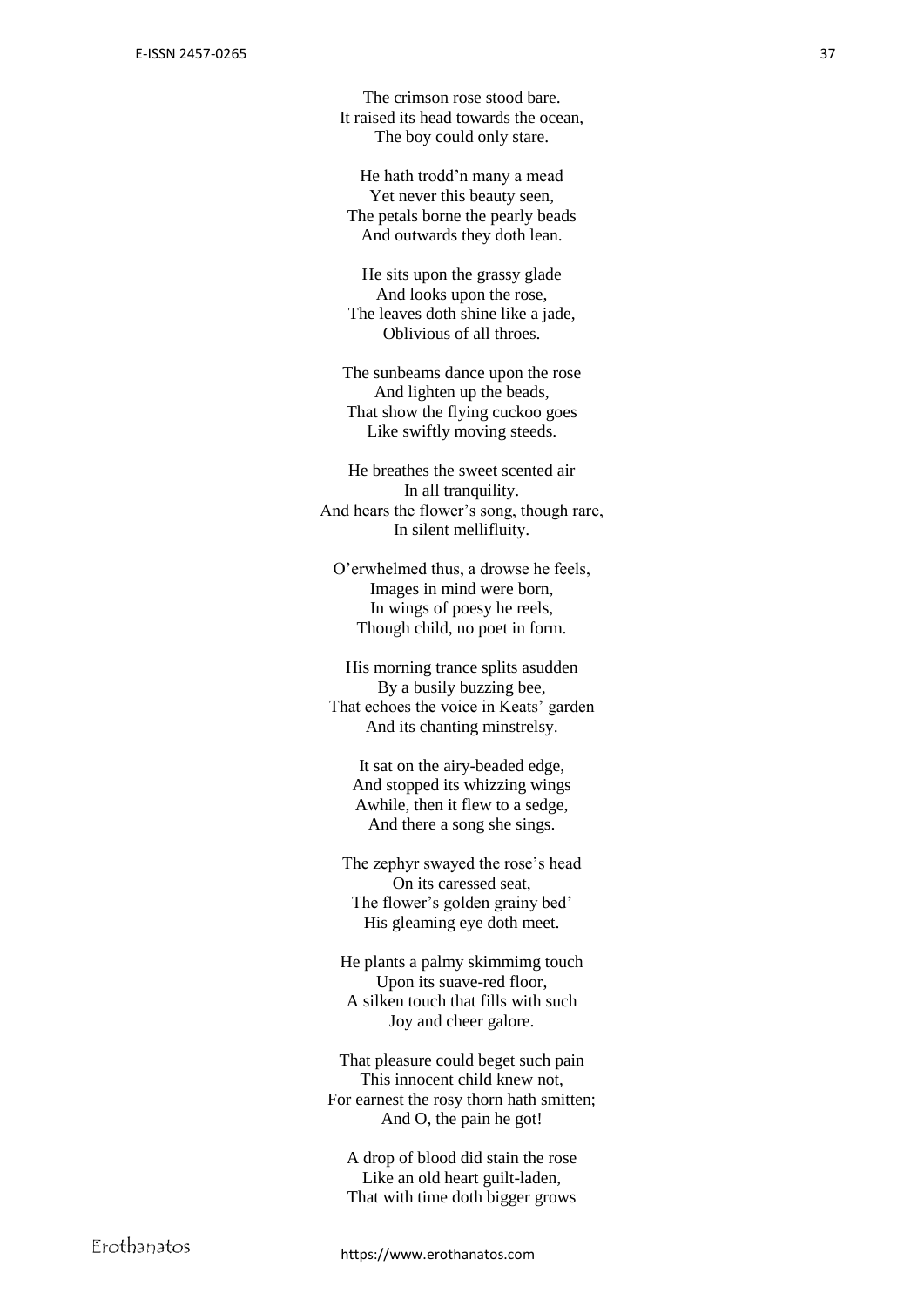The crimson rose stood bare.  
It raised its head towards the ocean,  
The boy could only stare.

He hath trodd'n many a mead  
Yet never this beauty seen,  
The petals borne the pearly beads  
And outwards they doth lean.

He sits upon the grassy glade  
And looks upon the rose,  
The leaves doth shine like a jade,  
Oblivious of all throes.

The sunbeams dance upon the rose  
And lighten up the beads,  
That show the flying cuckoo goes  
Like swiftly moving steeds.

He breathes the sweet scented air  
In all tranquility.  
And hears the flower's song, though rare,  
In silent mellifluity.

O'erwhelmed thus, a drowse he feels,  
Images in mind were born,  
In wings of poesy he reels,  
Though child, no poet in form.

His morning trance splits asudden  
By a busily buzzing bee,  
That echoes the voice in Keats' garden  
And its chanting minstrelsy.

It sat on the airy-beaded edge,  
And stopped its whizzing wings  
Awhile, then it flew to a sedge,  
And there a song she sings.

The zephyr swayed the rose's head  
On its caressed seat,  
The flower's golden grainy bed'  
His gleaming eye doth meet.

He plants a palmy skimmimg touch  
Upon its suave-red floor,  
A silken touch that fills with such  
Joy and cheer galore.

That pleasure could beget such pain  
This innocent child knew not,  
For earnest the rosy thorn hath smitten;  
And O, the pain he got!

A drop of blood did stain the rose  
Like an old heart guilt-laden,  
That with time doth bigger grows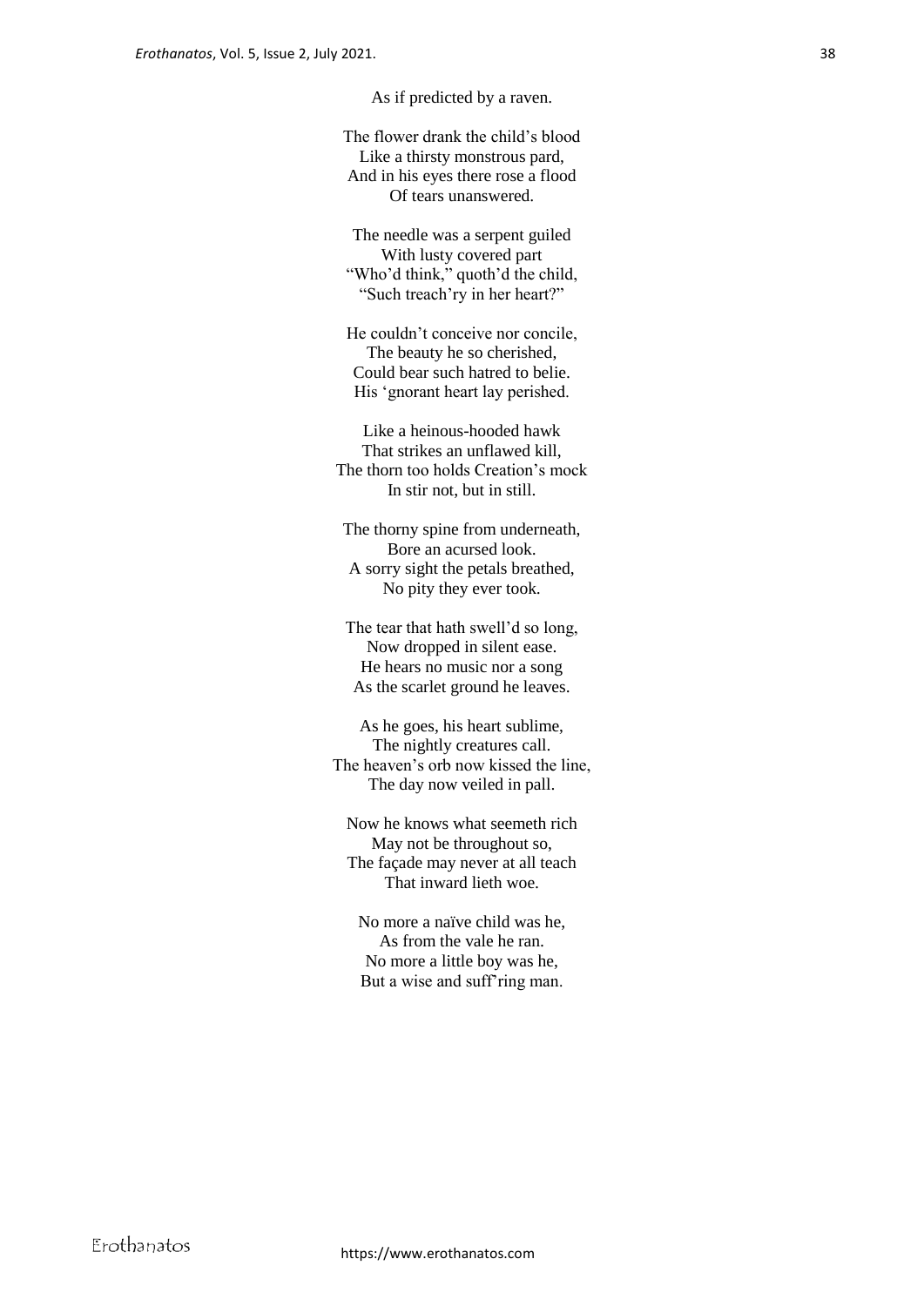As if predicted by a raven.

The flower drank the child's blood
Like a thirsty monstrous pard,
And in his eyes there rose a flood
Of tears unanswered.

The needle was a serpent guiled
With lusty covered part
"Who'd think," quoth'd the child,
"Such treach'ry in her heart?"

He couldn't conceive nor concile,
The beauty he so cherished,
Could bear such hatred to belie.
His 'gnorant heart lay perished.

Like a heinous-hooded hawk
That strikes an unflawed kill,
The thorn too holds Creation's mock
In stir not, but in still.

The thorny spine from underneath,
Bore an acursed look.
A sorry sight the petals breathed,
No pity they ever took.

The tear that hath swell'd so long,
Now dropped in silent ease.
He hears no music nor a song
As the scarlet ground he leaves.

As he goes, his heart sublime,
The nightly creatures call.
The heaven's orb now kissed the line,
The day now veiled in pall.

Now he knows what seemeth rich
May not be throughout so,
The façade may never at all teach
That inward lieth woe.

No more a naïve child was he,
As from the vale he ran.
No more a little boy was he,
But a wise and suff'ring man.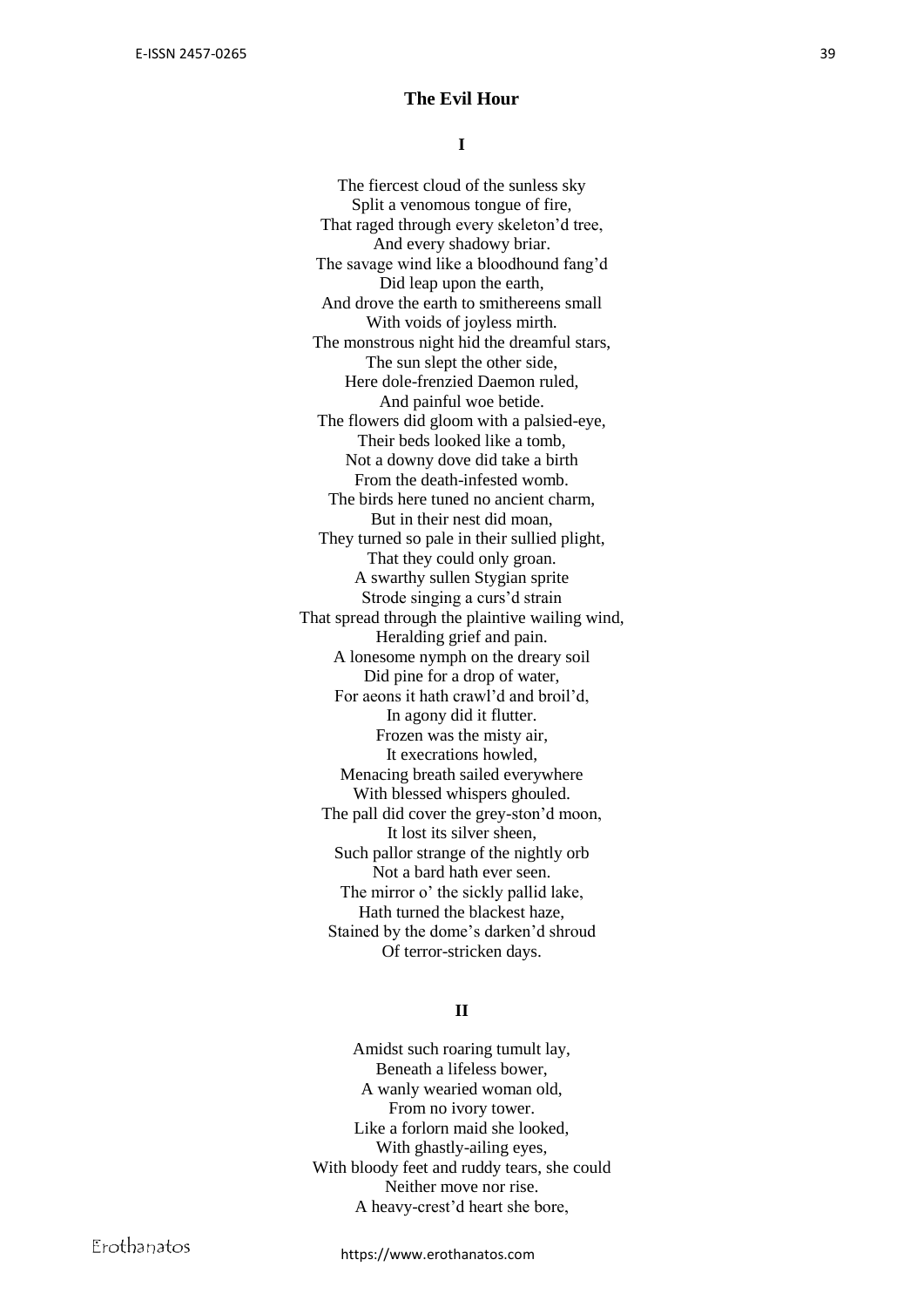## The Evil Hour

### I

The fiercest cloud of the sunless sky  
Split a venomous tongue of fire,  
That raged through every skeleton'd tree,  
And every shadowy briar.  
The savage wind like a bloodhound fang'd  
Did leap upon the earth,  
And drove the earth to smithereens small  
With voids of joyless mirth.  
The monstrous night hid the dreamful stars,  
The sun slept the other side,  
Here dole-frenzied Daemon ruled,  
And painful woe betide.  
The flowers did gloom with a palsied-eye,  
Their beds looked like a tomb,  
Not a downy dove did take a birth  
From the death-infested womb.  
The birds here tuned no ancient charm,  
But in their nest did moan,  
They turned so pale in their sullied plight,  
That they could only groan.  
A swarthy sullen Stygian sprite  
Strode singing a curs'd strain  
That spread through the plaintive wailing wind,  
Heralding grief and pain.  
A lonesome nymph on the dreary soil  
Did pine for a drop of water,  
For aeons it hath crawl'd and broil'd,  
In agony did it flutter.  
Frozen was the misty air,  
It execrations howled,  
Menacing breath sailed everywhere  
With blessed whispers ghouled.  
The pall did cover the grey-ston'd moon,  
It lost its silver sheen,  
Such pallor strange of the nightly orb  
Not a bard hath ever seen.  
The mirror o' the sickly pallid lake,  
Hath turned the blackest haze,  
Stained by the dome's darken'd shroud  
Of terror-stricken days.

### II

Amidst such roaring tumult lay,  
Beneath a lifeless bower,  
A wanly wearied woman old,  
From no ivory tower.  
Like a forlorn maid she looked,  
With ghastly-ailing eyes,  
With bloody feet and ruddy tears, she could  
Neither move nor rise.  
A heavy-crest'd heart she bore,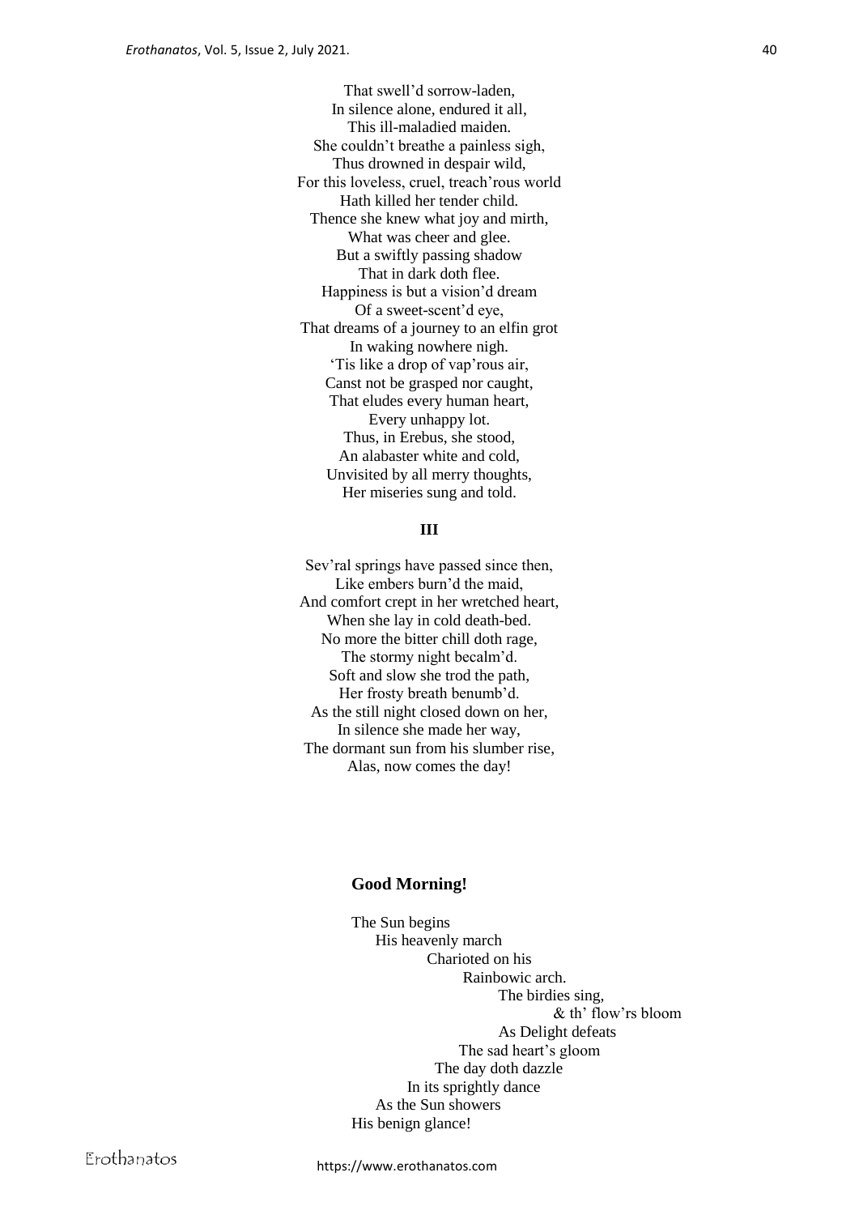That swell'd sorrow-laden,  
In silence alone, endured it all,  
This ill-maladied maiden.  
She couldn't breathe a painless sigh,  
Thus drowned in despair wild,  
For this loveless, cruel, treach'rous world  
Hath killed her tender child.  
Thence she knew what joy and mirth,  
What was cheer and glee.  
But a swiftly passing shadow  
That in dark doth flee.  
Happiness is but a vision'd dream  
Of a sweet-scent'd eye,  
That dreams of a journey to an elfin grot  
In waking nowhere nigh.  
'Tis like a drop of vap'rous air,  
Canst not be grasped nor caught,  
That eludes every human heart,  
Every unhappy lot.  
Thus, in Erebus, she stood,  
An alabaster white and cold,  
Unvisited by all merry thoughts,  
Her miseries sung and told.

**III**

Sev'ral springs have passed since then,  
Like embers burn'd the maid,  
And comfort crept in her wretched heart,  
When she lay in cold death-bed.  
No more the bitter chill doth rage,  
The stormy night becalm'd.  
Soft and slow she trod the path,  
Her frosty breath benumb'd.  
As the still night closed down on her,  
In silence she made her way,  
The dormant sun from his slumber rise,  
Alas, now comes the day!

**Good Morning!**

The Sun begins  
His heavenly march  
Charioted on his  
Rainbowic arch.  
The birdies sing,  
& th' flow'rs bloom  
As Delight defeats  
The sad heart's gloom  
The day doth dazzle  
In its sprightly dance  
As the Sun showers  
His benign glance!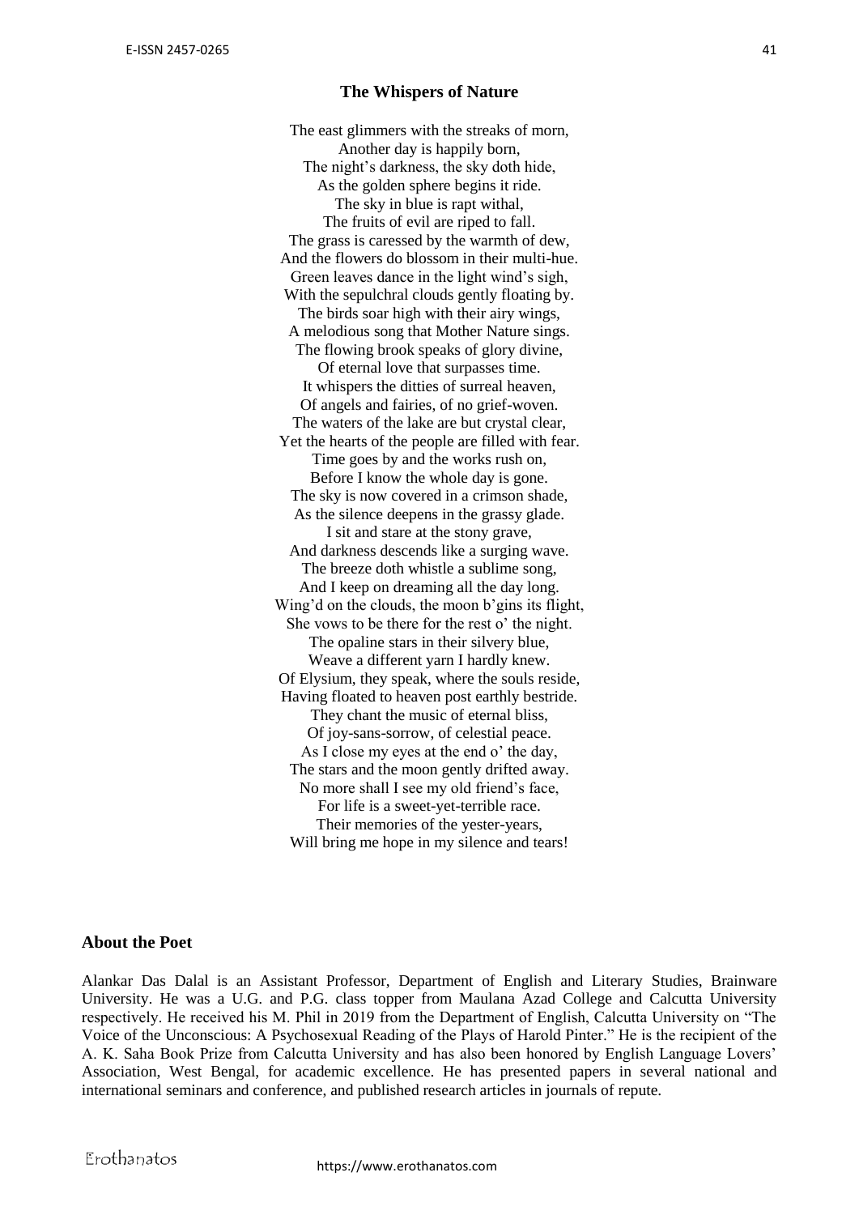## The Whispers of Nature

The east glimmers with the streaks of morn,
Another day is happily born,
The night's darkness, the sky doth hide,
As the golden sphere begins it ride.
The sky in blue is rapt withal,
The fruits of evil are riped to fall.
The grass is caressed by the warmth of dew,
And the flowers do blossom in their multi-hue.
Green leaves dance in the light wind's sigh,
With the sepulchral clouds gently floating by.
The birds soar high with their airy wings,
A melodious song that Mother Nature sings.
The flowing brook speaks of glory divine,
Of eternal love that surpasses time.
It whispers the ditties of surreal heaven,
Of angels and fairies, of no grief-woven.
The waters of the lake are but crystal clear,
Yet the hearts of the people are filled with fear.
Time goes by and the works rush on,
Before I know the whole day is gone.
The sky is now covered in a crimson shade,
As the silence deepens in the grassy glade.
I sit and stare at the stony grave,
And darkness descends like a surging wave.
The breeze doth whistle a sublime song,
And I keep on dreaming all the day long.
Wing'd on the clouds, the moon b'gins its flight,
She vows to be there for the rest o' the night.
The opaline stars in their silvery blue,
Weave a different yarn I hardly knew.
Of Elysium, they speak, where the souls reside,
Having floated to heaven post earthly bestride.
They chant the music of eternal bliss,
Of joy-sans-sorrow, of celestial peace.
As I close my eyes at the end o' the day,
The stars and the moon gently drifted away.
No more shall I see my old friend's face,
For life is a sweet-yet-terrible race.
Their memories of the yester-years,
Will bring me hope in my silence and tears!

## About the Poet

Alankar Das Dalal is an Assistant Professor, Department of English and Literary Studies, Brainware University. He was a U.G. and P.G. class topper from Maulana Azad College and Calcutta University respectively. He received his M. Phil in 2019 from the Department of English, Calcutta University on "The Voice of the Unconscious: A Psychosexual Reading of the Plays of Harold Pinter." He is the recipient of the A. K. Saha Book Prize from Calcutta University and has also been honored by English Language Lovers' Association, West Bengal, for academic excellence. He has presented papers in several national and international seminars and conference, and published research articles in journals of repute.